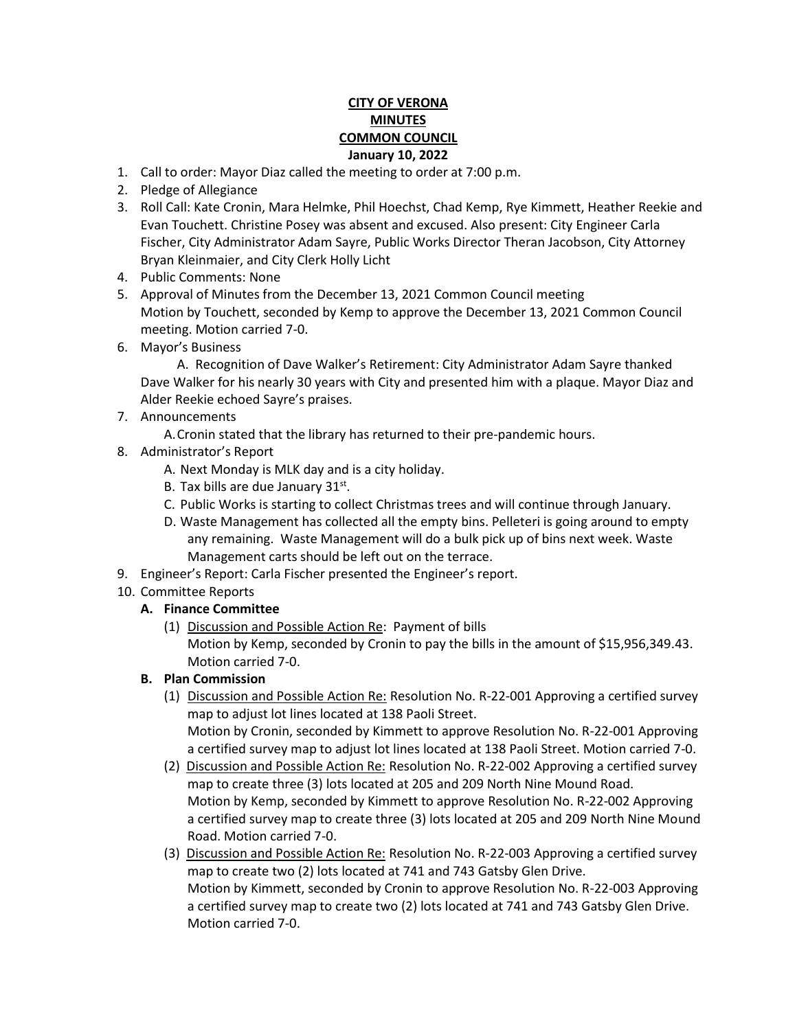**CITY OF VERONA**
**MINUTES**
**COMMON COUNCIL**
**January 10, 2022**

1. Call to order: Mayor Diaz called the meeting to order at 7:00 p.m.
2. Pledge of Allegiance
3. Roll Call: Kate Cronin, Mara Helmke, Phil Hoechst, Chad Kemp, Rye Kimmett, Heather Reekie and Evan Touchett. Christine Posey was absent and excused. Also present: City Engineer Carla Fischer, City Administrator Adam Sayre, Public Works Director Theran Jacobson, City Attorney Bryan Kleinmaier, and City Clerk Holly Licht
4. Public Comments: None
5. Approval of Minutes from the December 13, 2021 Common Council meeting
   Motion by Touchett, seconded by Kemp to approve the December 13, 2021 Common Council meeting. Motion carried 7-0.
6. Mayor's Business
   A. Recognition of Dave Walker's Retirement: City Administrator Adam Sayre thanked Dave Walker for his nearly 30 years with City and presented him with a plaque. Mayor Diaz and Alder Reekie echoed Sayre's praises.
7. Announcements
   A. Cronin stated that the library has returned to their pre-pandemic hours.
8. Administrator's Report
   A. Next Monday is MLK day and is a city holiday.
   B. Tax bills are due January 31st.
   C. Public Works is starting to collect Christmas trees and will continue through January.
   D. Waste Management has collected all the empty bins. Pelleteri is going around to empty any remaining. Waste Management will do a bulk pick up of bins next week. Waste Management carts should be left out on the terrace.
9. Engineer's Report: Carla Fischer presented the Engineer's report.
10. Committee Reports
    **A. Finance Committee**
    (1) Discussion and Possible Action Re: Payment of bills
    Motion by Kemp, seconded by Cronin to pay the bills in the amount of $15,956,349.43. Motion carried 7-0.

    **B. Plan Commission**
    (1) Discussion and Possible Action Re: Resolution No. R-22-001 Approving a certified survey map to adjust lot lines located at 138 Paoli Street.
    Motion by Cronin, seconded by Kimmett to approve Resolution No. R-22-001 Approving a certified survey map to adjust lot lines located at 138 Paoli Street. Motion carried 7-0.
    (2) Discussion and Possible Action Re: Resolution No. R-22-002 Approving a certified survey map to create three (3) lots located at 205 and 209 North Nine Mound Road.
    Motion by Kemp, seconded by Kimmett to approve Resolution No. R-22-002 Approving a certified survey map to create three (3) lots located at 205 and 209 North Nine Mound Road. Motion carried 7-0.
    (3) Discussion and Possible Action Re: Resolution No. R-22-003 Approving a certified survey map to create two (2) lots located at 741 and 743 Gatsby Glen Drive.
    Motion by Kimmett, seconded by Cronin to approve Resolution No. R-22-003 Approving a certified survey map to create two (2) lots located at 741 and 743 Gatsby Glen Drive. Motion carried 7-0.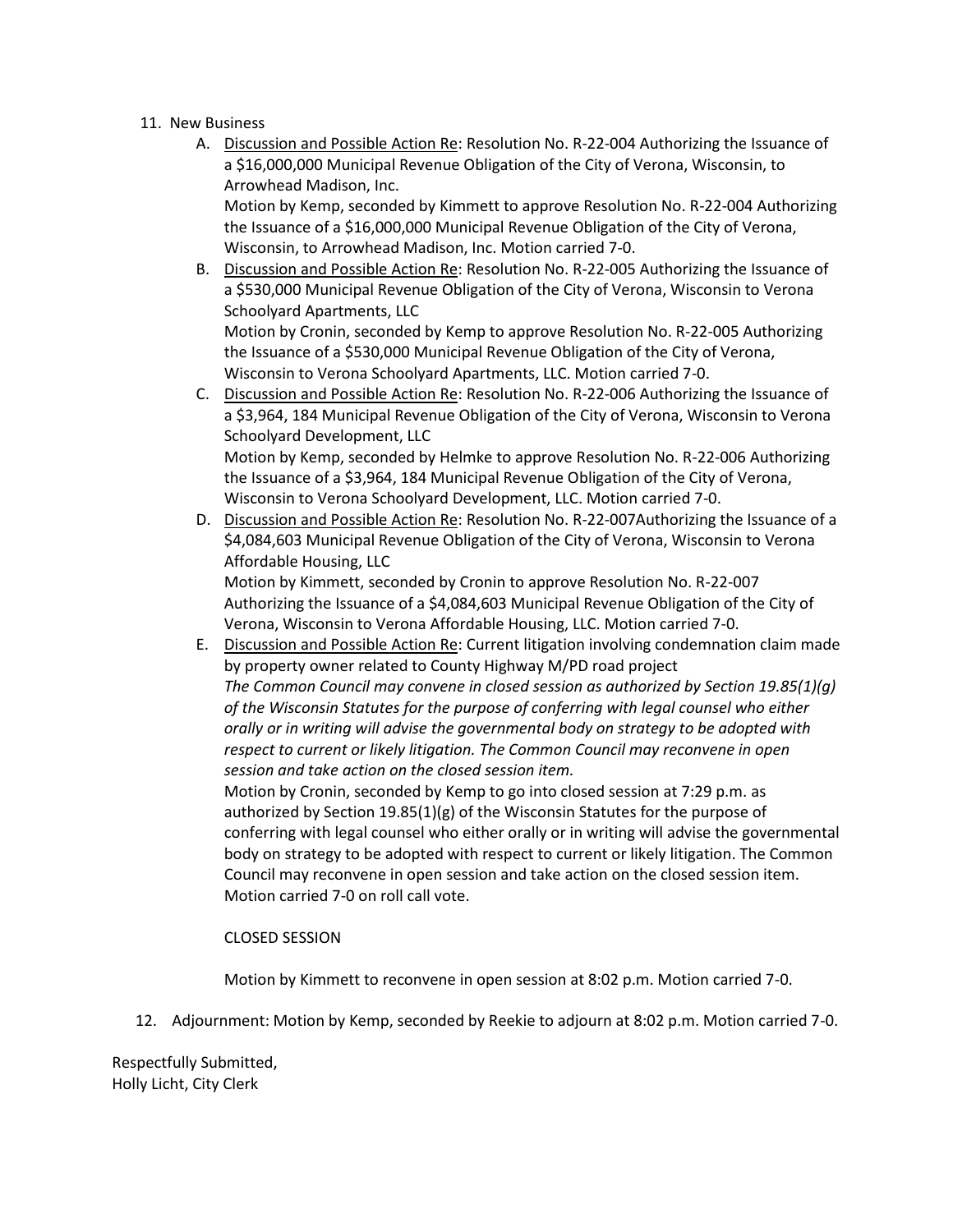11. New Business
    A. <u>Discussion and Possible Action Re</u>: Resolution No. R-22-004 Authorizing the Issuance of a $16,000,000 Municipal Revenue Obligation of the City of Verona, Wisconsin, to Arrowhead Madison, Inc.
    Motion by Kemp, seconded by Kimmett to approve Resolution No. R-22-004 Authorizing the Issuance of a $16,000,000 Municipal Revenue Obligation of the City of Verona, Wisconsin, to Arrowhead Madison, Inc. Motion carried 7-0.
    B. <u>Discussion and Possible Action Re</u>: Resolution No. R-22-005 Authorizing the Issuance of a $530,000 Municipal Revenue Obligation of the City of Verona, Wisconsin to Verona Schoolyard Apartments, LLC
    Motion by Cronin, seconded by Kemp to approve Resolution No. R-22-005 Authorizing the Issuance of a $530,000 Municipal Revenue Obligation of the City of Verona, Wisconsin to Verona Schoolyard Apartments, LLC. Motion carried 7-0.
    C. <u>Discussion and Possible Action Re</u>: Resolution No. R-22-006 Authorizing the Issuance of a $3,964, 184 Municipal Revenue Obligation of the City of Verona, Wisconsin to Verona Schoolyard Development, LLC
    Motion by Kemp, seconded by Helmke to approve Resolution No. R-22-006 Authorizing the Issuance of a $3,964, 184 Municipal Revenue Obligation of the City of Verona, Wisconsin to Verona Schoolyard Development, LLC. Motion carried 7-0.
    D. <u>Discussion and Possible Action Re</u>: Resolution No. R-22-007Authorizing the Issuance of a $4,084,603 Municipal Revenue Obligation of the City of Verona, Wisconsin to Verona Affordable Housing, LLC
    Motion by Kimmett, seconded by Cronin to approve Resolution No. R-22-007 Authorizing the Issuance of a $4,084,603 Municipal Revenue Obligation of the City of Verona, Wisconsin to Verona Affordable Housing, LLC. Motion carried 7-0.
    E. <u>Discussion and Possible Action Re</u>: Current litigation involving condemnation claim made by property owner related to County Highway M/PD road project
    *The Common Council may convene in closed session as authorized by Section 19.85(1)(g) of the Wisconsin Statutes for the purpose of conferring with legal counsel who either orally or in writing will advise the governmental body on strategy to be adopted with respect to current or likely litigation. The Common Council may reconvene in open session and take action on the closed session item.*
    Motion by Cronin, seconded by Kemp to go into closed session at 7:29 p.m. as authorized by Section 19.85(1)(g) of the Wisconsin Statutes for the purpose of conferring with legal counsel who either orally or in writing will advise the governmental body on strategy to be adopted with respect to current or likely litigation. The Common Council may reconvene in open session and take action on the closed session item. Motion carried 7-0 on roll call vote.

    CLOSED SESSION

    Motion by Kimmett to reconvene in open session at 8:02 p.m. Motion carried 7-0.

12. Adjournment: Motion by Kemp, seconded by Reekie to adjourn at 8:02 p.m. Motion carried 7-0.

Respectfully Submitted,
Holly Licht, City Clerk